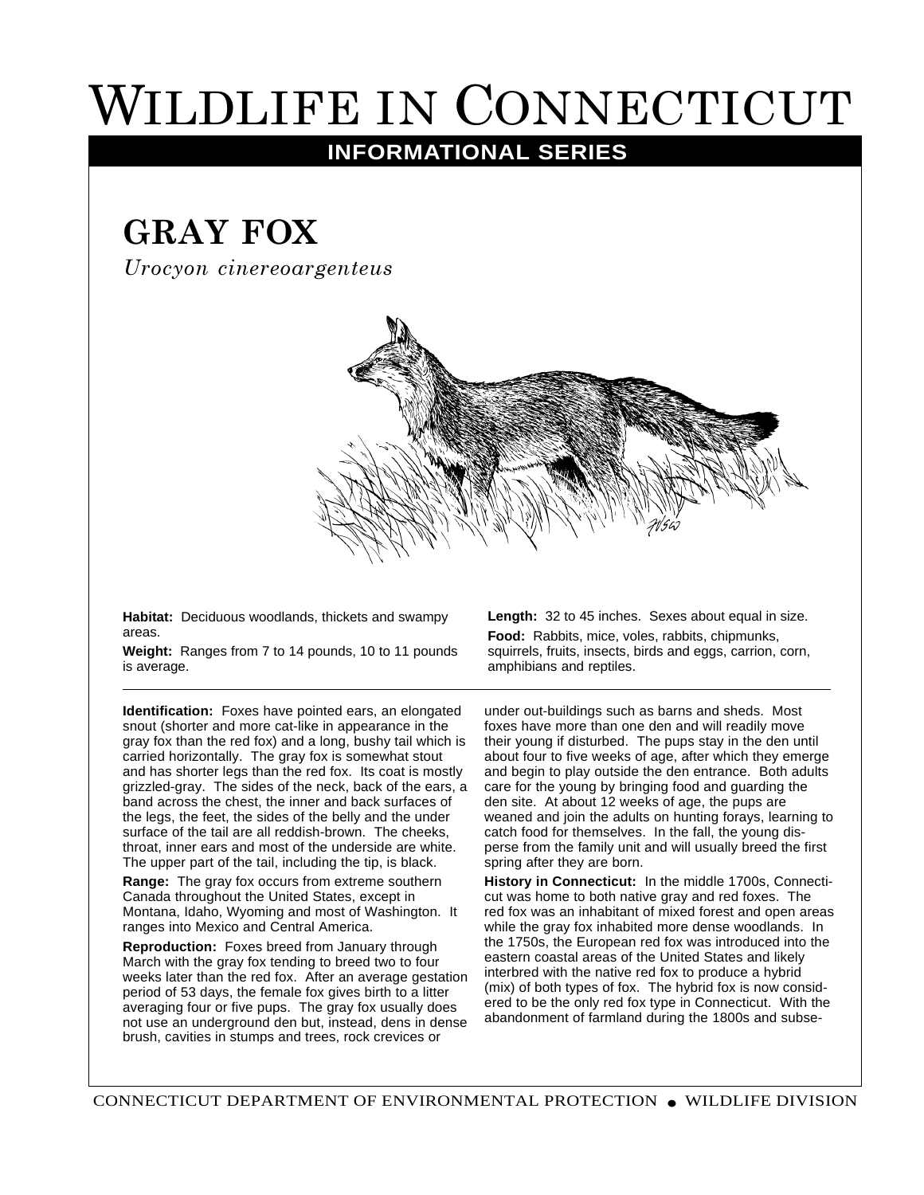# Wildlife in Connecticut

**INFORMATIONAL SERIES**

## GRAY FOX

*Urocyon cinereoargenteus*

**Habitat:** Deciduous woodlands, thickets and swampy areas.

**Weight:** Ranges from 7 to 14 pounds, 10 to 11 pounds is average.

**Length:** 32 to 45 inches. Sexes about equal in size.

**Food:** Rabbits, mice, voles, rabbits, chipmunks, squirrels, fruits, insects, birds and eggs, carrion, corn, amphibians and reptiles.

---

**Identification:** Foxes have pointed ears, an elongated snout (shorter and more cat-like in appearance in the gray fox than the red fox) and a long, bushy tail which is carried horizontally. The gray fox is somewhat stout and has shorter legs than the red fox. Its coat is mostly grizzled-gray. The sides of the neck, back of the ears, a band across the chest, the inner and back surfaces of the legs, the feet, the sides of the belly and the under surface of the tail are all reddish-brown. The cheeks, throat, inner ears and most of the underside are white. The upper part of the tail, including the tip, is black.

**Range:** The gray fox occurs from extreme southern Canada throughout the United States, except in Montana, Idaho, Wyoming and most of Washington. It ranges into Mexico and Central America.

**Reproduction:** Foxes breed from January through March with the gray fox tending to breed two to four weeks later than the red fox. After an average gestation period of 53 days, the female fox gives birth to a litter averaging four or five pups. The gray fox usually does not use an underground den but, instead, dens in dense brush, cavities in stumps and trees, rock crevices or under out-buildings such as barns and sheds. Most foxes have more than one den and will readily move their young if disturbed. The pups stay in the den until about four to five weeks of age, after which they emerge and begin to play outside the den entrance. Both adults care for the young by bringing food and guarding the den site. At about 12 weeks of age, the pups are weaned and join the adults on hunting forays, learning to catch food for themselves. In the fall, the young disperse from the family unit and will usually breed the first spring after they are born.

**History in Connecticut:** In the middle 1700s, Connecticut was home to both native gray and red foxes. The red fox was an inhabitant of mixed forest and open areas while the gray fox inhabited more dense woodlands. In the 1750s, the European red fox was introduced into the eastern coastal areas of the United States and likely interbred with the native red fox to produce a hybrid (mix) of both types of fox. The hybrid fox is now considered to be the only red fox type in Connecticut. With the abandonment of farmland during the 1800s and subse-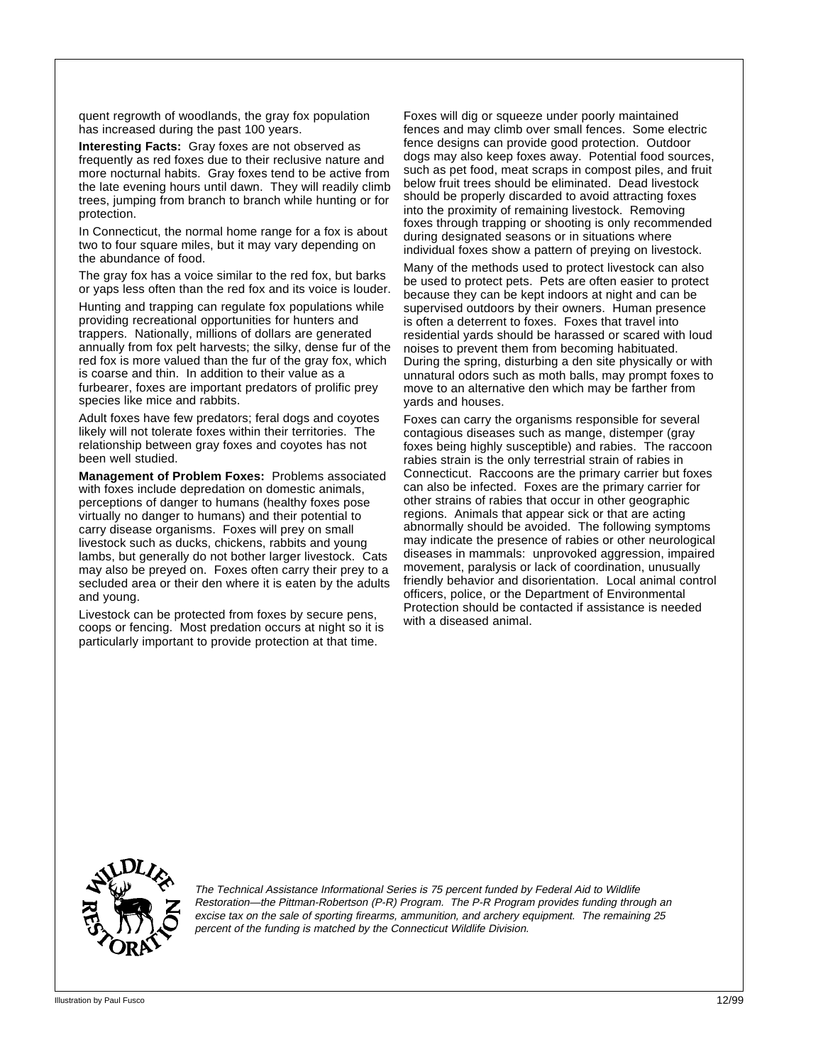quent regrowth of woodlands, the gray fox population has increased during the past 100 years.

**Interesting Facts:** Gray foxes are not observed as frequently as red foxes due to their reclusive nature and more nocturnal habits. Gray foxes tend to be active from the late evening hours until dawn. They will readily climb trees, jumping from branch to branch while hunting or for protection.

In Connecticut, the normal home range for a fox is about two to four square miles, but it may vary depending on the abundance of food.

The gray fox has a voice similar to the red fox, but barks or yaps less often than the red fox and its voice is louder.

Hunting and trapping can regulate fox populations while providing recreational opportunities for hunters and trappers. Nationally, millions of dollars are generated annually from fox pelt harvests; the silky, dense fur of the red fox is more valued than the fur of the gray fox, which is coarse and thin. In addition to their value as a furbearer, foxes are important predators of prolific prey species like mice and rabbits.

Adult foxes have few predators; feral dogs and coyotes likely will not tolerate foxes within their territories. The relationship between gray foxes and coyotes has not been well studied.

**Management of Problem Foxes:** Problems associated with foxes include depredation on domestic animals, perceptions of danger to humans (healthy foxes pose virtually no danger to humans) and their potential to carry disease organisms. Foxes will prey on small livestock such as ducks, chickens, rabbits and young lambs, but generally do not bother larger livestock. Cats may also be preyed on. Foxes often carry their prey to a secluded area or their den where it is eaten by the adults and young.

Livestock can be protected from foxes by secure pens, coops or fencing. Most predation occurs at night so it is particularly important to provide protection at that time.

Foxes will dig or squeeze under poorly maintained fences and may climb over small fences. Some electric fence designs can provide good protection. Outdoor dogs may also keep foxes away. Potential food sources, such as pet food, meat scraps in compost piles, and fruit below fruit trees should be eliminated. Dead livestock should be properly discarded to avoid attracting foxes into the proximity of remaining livestock. Removing foxes through trapping or shooting is only recommended during designated seasons or in situations where individual foxes show a pattern of preying on livestock.

Many of the methods used to protect livestock can also be used to protect pets. Pets are often easier to protect because they can be kept indoors at night and can be supervised outdoors by their owners. Human presence is often a deterrent to foxes. Foxes that travel into residential yards should be harassed or scared with loud noises to prevent them from becoming habituated. During the spring, disturbing a den site physically or with unnatural odors such as moth balls, may prompt foxes to move to an alternative den which may be farther from yards and houses.

Foxes can carry the organisms responsible for several contagious diseases such as mange, distemper (gray foxes being highly susceptible) and rabies. The raccoon rabies strain is the only terrestrial strain of rabies in Connecticut. Raccoons are the primary carrier but foxes can also be infected. Foxes are the primary carrier for other strains of rabies that occur in other geographic regions. Animals that appear sick or that are acting abnormally should be avoided. The following symptoms may indicate the presence of rabies or other neurological diseases in mammals: unprovoked aggression, impaired movement, paralysis or lack of coordination, unusually friendly behavior and disorientation. Local animal control officers, police, or the Department of Environmental Protection should be contacted if assistance is needed with a diseased animal.

*The Technical Assistance Informational Series is 75 percent funded by Federal Aid to Wildlife Restoration—the Pittman-Robertson (P-R) Program. The P-R Program provides funding through an excise tax on the sale of sporting firearms, ammunition, and archery equipment. The remaining 25 percent of the funding is matched by the Connecticut Wildlife Division.*

Illustration by Paul Fusco

12/99